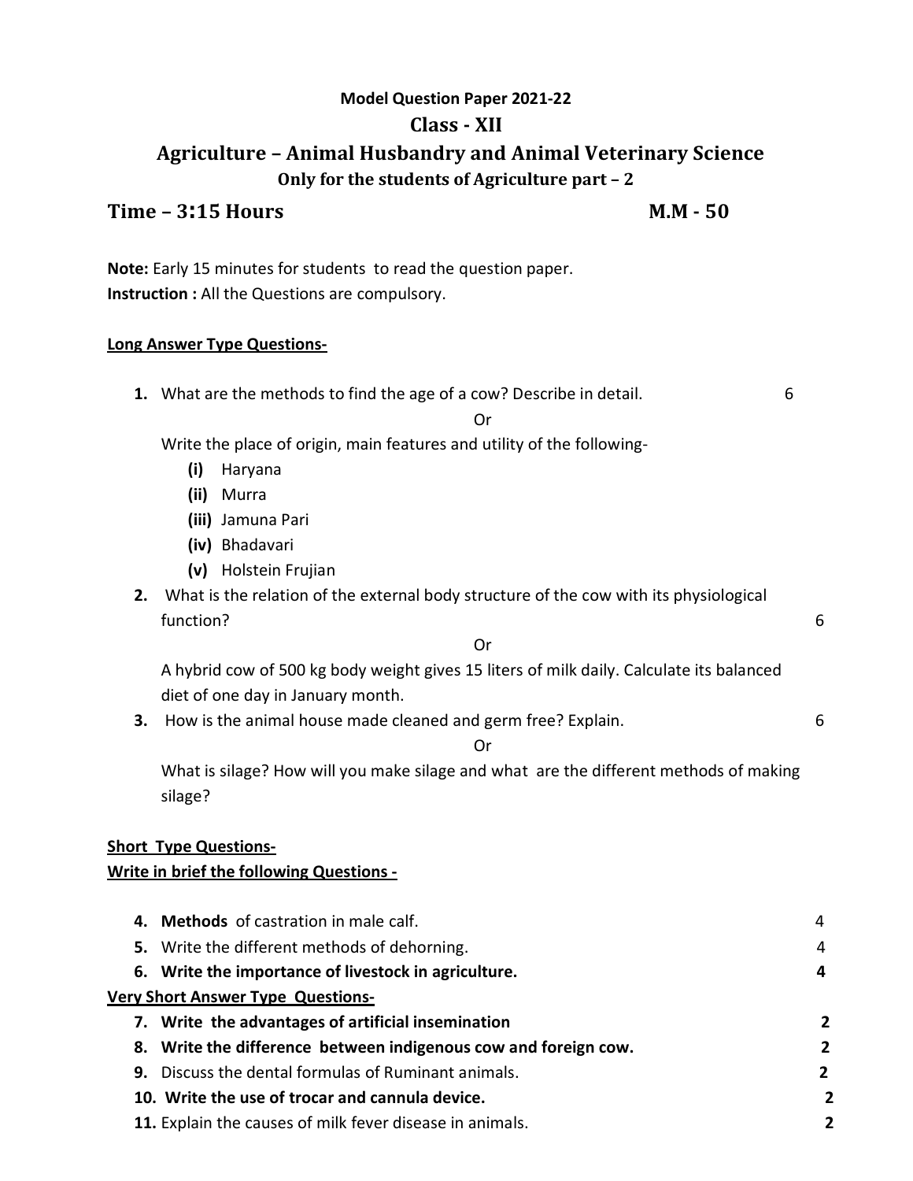**Model Question Paper 2021-22**

# Class - XII

## Agriculture – Animal Husbandry and Animal Veterinary Science

**Only for the students of Agriculture part – 2**

**Time – 3:15 Hours** **M.M - 50**

**Note:** Early 15 minutes for students to read the question paper.
**Instruction :** All the Questions are compulsory.

**Long Answer Type Questions-**

1. What are the methods to find the age of a cow? Describe in detail. 6

   Or

   Write the place of origin, main features and utility of the following-
   - **(i)** Haryana
   - **(ii)** Murra
   - **(iii)** Jamuna Pari
   - **(iv)** Bhadavari
   - **(v)** Holstein Frujian

2. What is the relation of the external body structure of the cow with its physiological function? 6

   Or

   A hybrid cow of 500 kg body weight gives 15 liters of milk daily. Calculate its balanced diet of one day in January month.

3. How is the animal house made cleaned and germ free? Explain. 6

   Or

   What is silage? How will you make silage and what are the different methods of making silage?

**Short Type Questions-**

**Write in brief the following Questions -**

4. **Methods** of castration in male calf. 4
5. Write the different methods of dehorning. 4
6. **Write the importance of livestock in agriculture. 4**

**Very Short Answer Type Questions-**

7. **Write the advantages of artificial insemination 2**
8. **Write the difference between indigenous cow and foreign cow. 2**
9. Discuss the dental formulas of Ruminant animals. **2**
10. **Write the use of trocar and cannula device. 2**
11. Explain the causes of milk fever disease in animals. **2**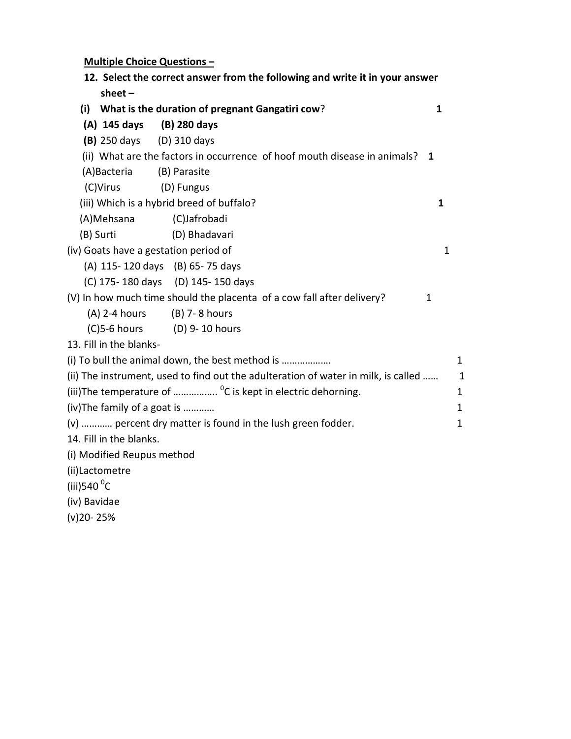**Multiple Choice Questions –**

**12. Select the correct answer from the following and write it in your answer sheet –**

**(i) What is the duration of pregnant Gangatiri cow**? **1**

**(A) 145 days (B) 280 days**

**(B)** 250 days (D) 310 days

(ii) What are the factors in occurrence of hoof mouth disease in animals? **1**

(A)Bacteria (B) Parasite

(C)Virus (D) Fungus

(iii) Which is a hybrid breed of buffalo? **1**

(A)Mehsana (C)Jafrobadi

(B) Surti (D) Bhadavari

(iv) Goats have a gestation period of 1

(A) 115- 120 days (B) 65- 75 days

(C) 175- 180 days (D) 145- 150 days

(V) In how much time should the placenta of a cow fall after delivery? 1

(A) 2-4 hours (B) 7- 8 hours

(C)5-6 hours (D) 9- 10 hours

13. Fill in the blanks-

(i) To bull the animal down, the best method is ………………. 1

(ii) The instrument, used to find out the adulteration of water in milk, is called …… 1

(iii)The temperature of …………….. $^0$C is kept in electric dehorning. 1

(iv)The family of a goat is ………… 1

(v) ………… percent dry matter is found in the lush green fodder. 1

14. Fill in the blanks.

(i) Modified Reupus method

(ii)Lactometre

(iii)540 $^0$C

(iv) Bavidae

(v)20- 25%